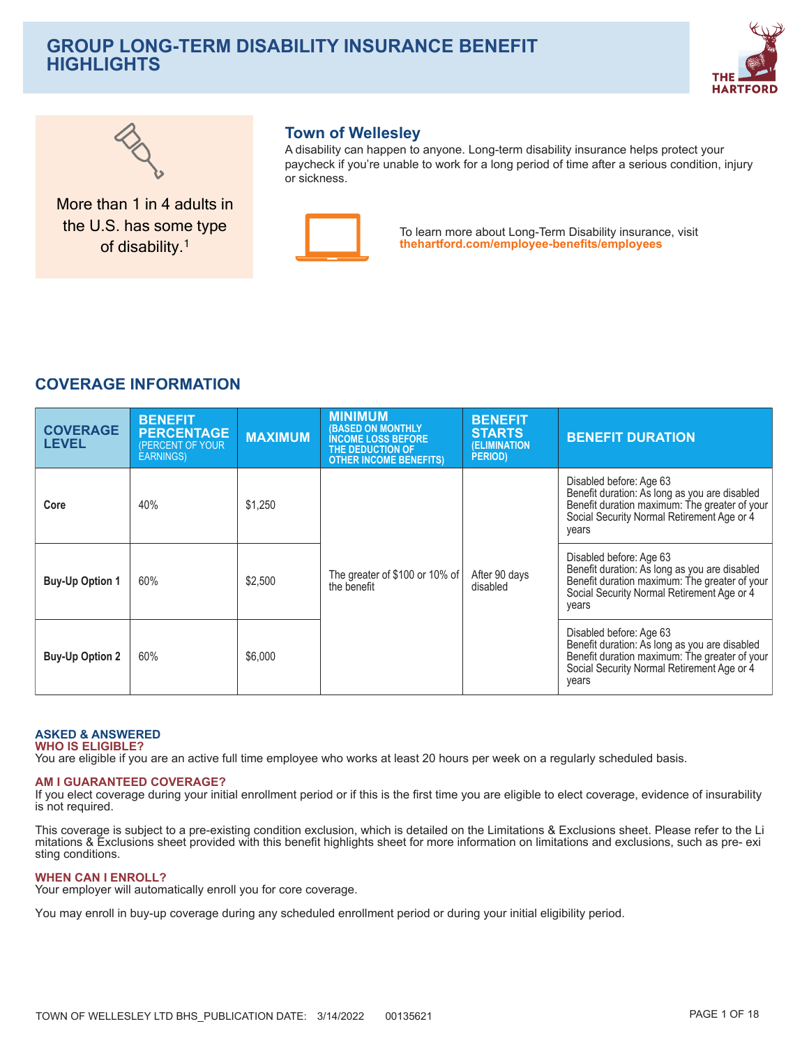# GROUP LONG-TERM DISABILITY INSURANCE BENEFIT HIGHLIGHTS

More than 1 in 4 adults in the U.S. has some type of disability.[1]

## Town of Wellesley

A disability can happen to anyone. Long-term disability insurance helps protect your paycheck if you're unable to work for a long period of time after a serious condition, injury or sickness.

To learn more about Long-Term Disability insurance, visit **thehartford.com/employee-benefits/employees**

## COVERAGE INFORMATION

| COVERAGE LEVEL | BENEFIT PERCENTAGE (PERCENT OF YOUR EARNINGS) | MAXIMUM | MINIMUM (BASED ON MONTHLY INCOME LOSS BEFORE THE DEDUCTION OF OTHER INCOME BENEFITS) | BENEFIT STARTS (ELIMINATION PERIOD) | BENEFIT DURATION |
|---|---|---|---|---|---|
| **Core** | 40% | $1,250 | The greater of $100 or 10% of the benefit | After 90 days disabled | Disabled before: Age 63<br>Benefit duration: As long as you are disabled<br>Benefit duration maximum: The greater of your Social Security Normal Retirement Age or 4 years |
| **Buy-Up Option 1** | 60% | $2,500 | The greater of $100 or 10% of the benefit | After 90 days disabled | Disabled before: Age 63<br>Benefit duration: As long as you are disabled<br>Benefit duration maximum: The greater of your Social Security Normal Retirement Age or 4 years |
| **Buy-Up Option 2** | 60% | $6,000 | The greater of $100 or 10% of the benefit | After 90 days disabled | Disabled before: Age 63<br>Benefit duration: As long as you are disabled<br>Benefit duration maximum: The greater of your Social Security Normal Retirement Age or 4 years |

### ASKED & ANSWERED

#### WHO IS ELIGIBLE?

You are eligible if you are an active full time employee who works at least 20 hours per week on a regularly scheduled basis.

#### AM I GUARANTEED COVERAGE?

If you elect coverage during your initial enrollment period or if this is the first time you are eligible to elect coverage, evidence of insurability is not required.

This coverage is subject to a pre-existing condition exclusion, which is detailed on the Limitations & Exclusions sheet. Please refer to the Limitations & Exclusions sheet provided with this benefit highlights sheet for more information on limitations and exclusions, such as pre-existing conditions.

#### WHEN CAN I ENROLL?

Your employer will automatically enroll you for core coverage.

You may enroll in buy-up coverage during any scheduled enrollment period or during your initial eligibility period.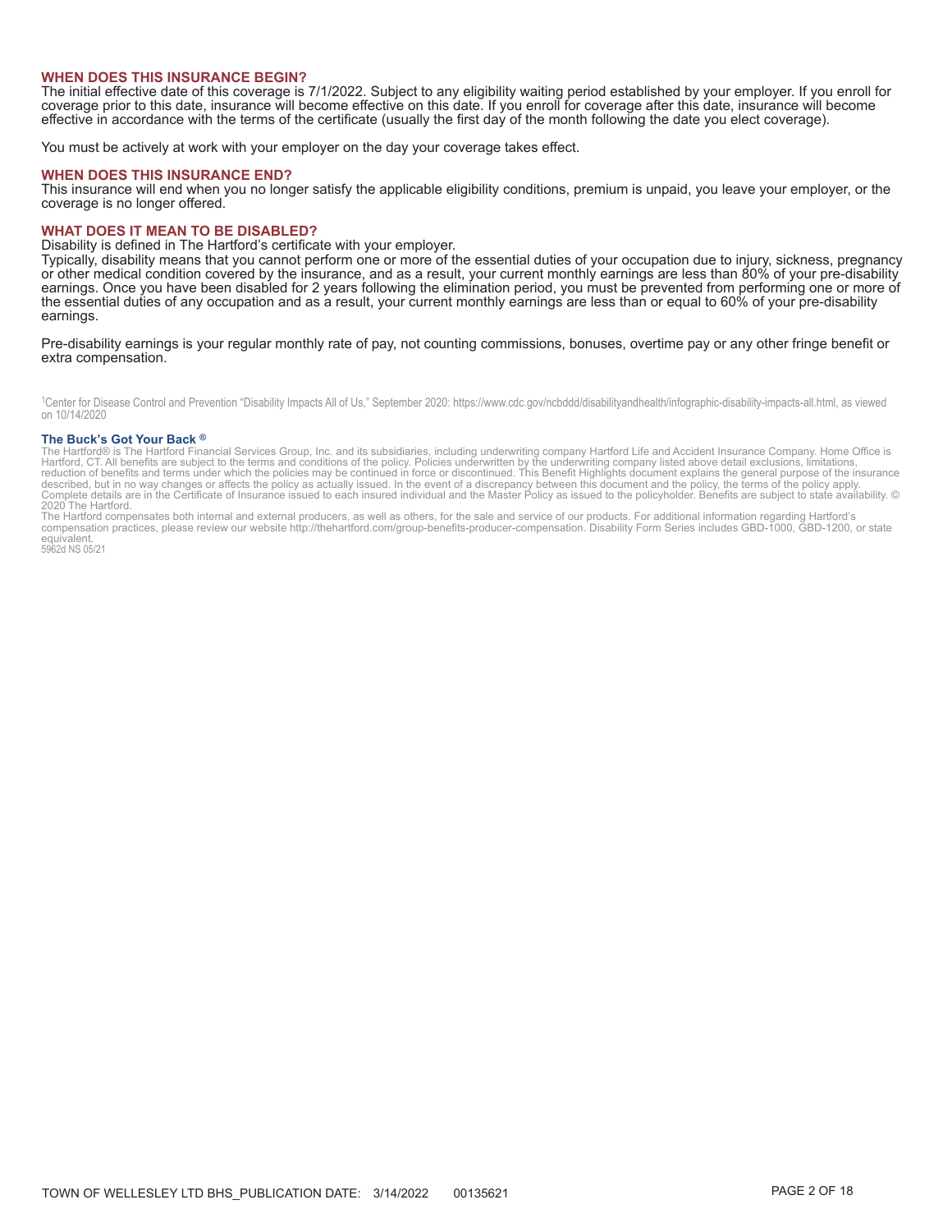## WHEN DOES THIS INSURANCE BEGIN?

The initial effective date of this coverage is 7/1/2022. Subject to any eligibility waiting period established by your employer. If you enroll for coverage prior to this date, insurance will become effective on this date. If you enroll for coverage after this date, insurance will become effective in accordance with the terms of the certificate (usually the first day of the month following the date you elect coverage).

You must be actively at work with your employer on the day your coverage takes effect.

## WHEN DOES THIS INSURANCE END?

This insurance will end when you no longer satisfy the applicable eligibility conditions, premium is unpaid, you leave your employer, or the coverage is no longer offered.

## WHAT DOES IT MEAN TO BE DISABLED?

Disability is defined in The Hartford's certificate with your employer.

Typically, disability means that you cannot perform one or more of the essential duties of your occupation due to injury, sickness, pregnancy or other medical condition covered by the insurance, and as a result, your current monthly earnings are less than 80% of your pre-disability earnings. Once you have been disabled for 2 years following the elimination period, you must be prevented from performing one or more of the essential duties of any occupation and as a result, your current monthly earnings are less than or equal to 60% of your pre-disability earnings.

Pre-disability earnings is your regular monthly rate of pay, not counting commissions, bonuses, overtime pay or any other fringe benefit or extra compensation.

[1]Center for Disease Control and Prevention "Disability Impacts All of Us," September 2020: https://www.cdc.gov/ncbddd/disabilityandhealth/infographic-disability-impacts-all.html, as viewed on 10/14/2020

**The Buck's Got Your Back ®**

The Hartford® is The Hartford Financial Services Group, Inc. and its subsidiaries, including underwriting company Hartford Life and Accident Insurance Company. Home Office is Hartford, CT. All benefits are subject to the terms and conditions of the policy. Policies underwritten by the underwriting company listed above detail exclusions, limitations, reduction of benefits and terms under which the policies may be continued in force or discontinued. This Benefit Highlights document explains the general purpose of the insurance described, but in no way changes or affects the policy as actually issued. In the event of a discrepancy between this document and the policy, the terms of the policy apply. Complete details are in the Certificate of Insurance issued to each insured individual and the Master Policy as issued to the policyholder. Benefits are subject to state availability. © 2020 The Hartford.

The Hartford compensates both internal and external producers, as well as others, for the sale and service of our products. For additional information regarding Hartford's compensation practices, please review our website http://thehartford.com/group-benefits-producer-compensation. Disability Form Series includes GBD-1000, GBD-1200, or state equivalent.

5962d NS 05/21